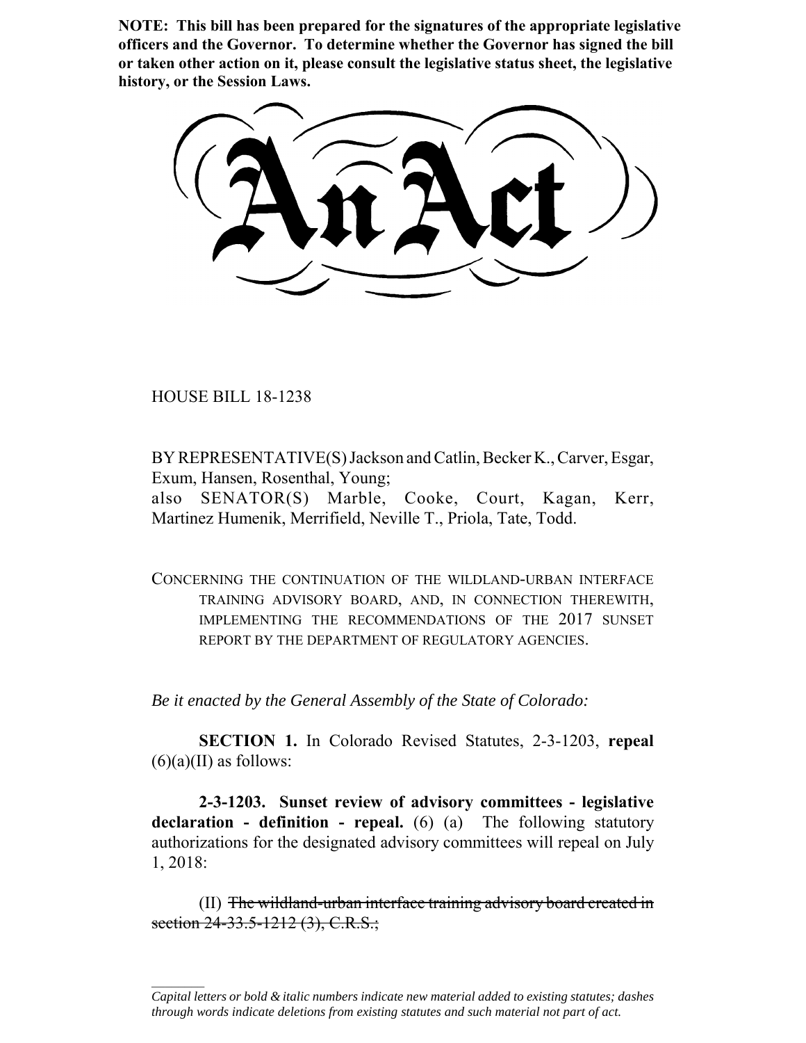**NOTE: This bill has been prepared for the signatures of the appropriate legislative officers and the Governor. To determine whether the Governor has signed the bill or taken other action on it, please consult the legislative status sheet, the legislative history, or the Session Laws.**

# An Act

HOUSE BILL 18-1238

BY REPRESENTATIVE(S) Jackson and Catlin, Becker K., Carver, Esgar, Exum, Hansen, Rosenthal, Young;
also SENATOR(S) Marble, Cooke, Court, Kagan, Kerr, Martinez Humenik, Merrifield, Neville T., Priola, Tate, Todd.

CONCERNING THE CONTINUATION OF THE WILDLAND-URBAN INTERFACE TRAINING ADVISORY BOARD, AND, IN CONNECTION THEREWITH, IMPLEMENTING THE RECOMMENDATIONS OF THE 2017 SUNSET REPORT BY THE DEPARTMENT OF REGULATORY AGENCIES.

*Be it enacted by the General Assembly of the State of Colorado:*

**SECTION 1.** In Colorado Revised Statutes, 2-3-1203, **repeal** (6)(a)(II) as follows:

**2-3-1203. Sunset review of advisory committees - legislative declaration - definition - repeal.** (6) (a) The following statutory authorizations for the designated advisory committees will repeal on July 1, 2018:

(II) ~~The wildland-urban interface training advisory board created in section 24-33.5-1212 (3), C.R.S.;~~

---

*Capital letters or bold & italic numbers indicate new material added to existing statutes; dashes through words indicate deletions from existing statutes and such material not part of act.*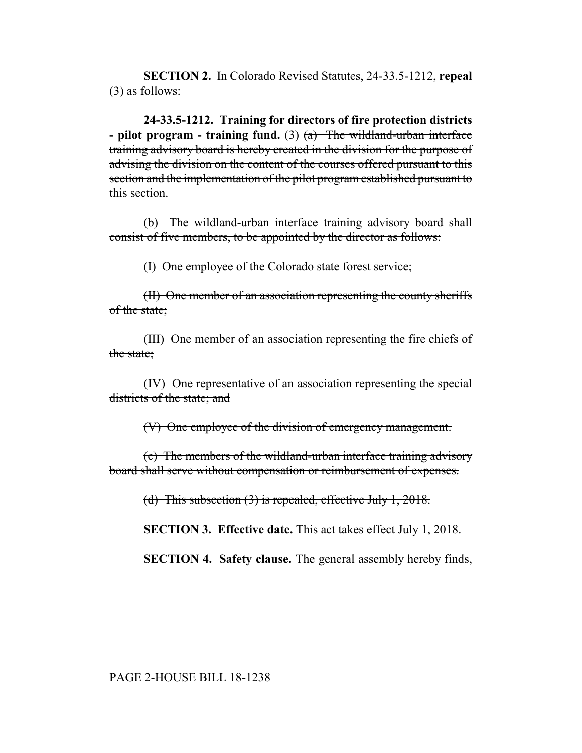**SECTION 2.** In Colorado Revised Statutes, 24-33.5-1212, **repeal** (3) as follows:

**24-33.5-1212. Training for directors of fire protection districts - pilot program - training fund.** (3) ~~(a) The wildland-urban interface training advisory board is hereby created in the division for the purpose of advising the division on the content of the courses offered pursuant to this section and the implementation of the pilot program established pursuant to this section.~~

~~(b) The wildland-urban interface training advisory board shall consist of five members, to be appointed by the director as follows:~~

~~(I) One employee of the Colorado state forest service;~~

~~(II) One member of an association representing the county sheriffs of the state;~~

~~(III) One member of an association representing the fire chiefs of the state;~~

~~(IV) One representative of an association representing the special districts of the state; and~~

~~(V) One employee of the division of emergency management.~~

~~(c) The members of the wildland-urban interface training advisory board shall serve without compensation or reimbursement of expenses.~~

~~(d) This subsection (3) is repealed, effective July 1, 2018.~~

**SECTION 3. Effective date.** This act takes effect July 1, 2018.

**SECTION 4. Safety clause.** The general assembly hereby finds,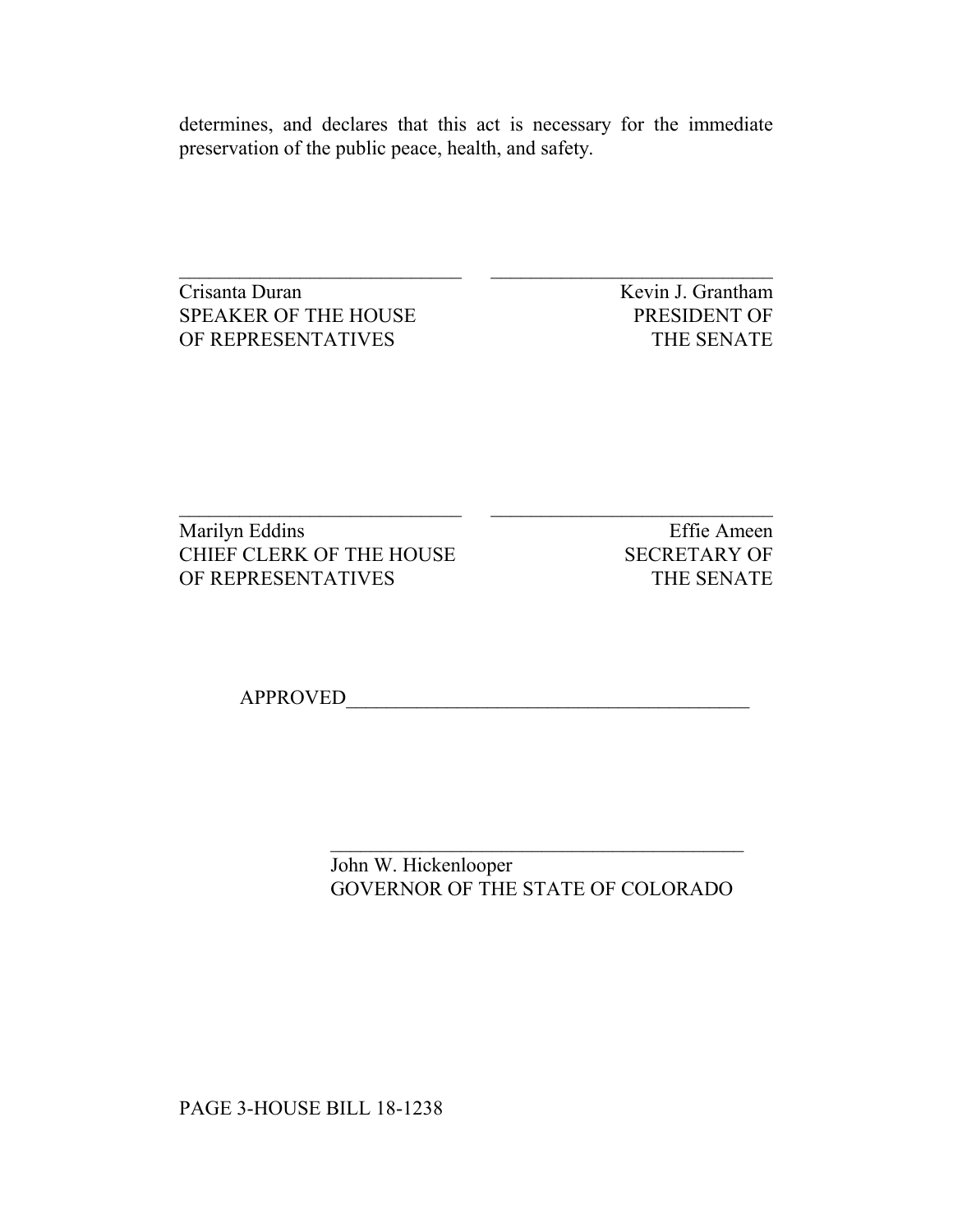determines, and declares that this act is necessary for the immediate preservation of the public peace, health, and safety.

____________________________ ____________________________
Crisanta Duran                                                    Kevin J. Grantham
SPEAKER OF THE HOUSE                                   PRESIDENT OF
OF REPRESENTATIVES                                        THE SENATE

____________________________ ____________________________
Marilyn Eddins                                                    Effie Ameen
CHIEF CLERK OF THE HOUSE                          SECRETARY OF
OF REPRESENTATIVES                                        THE SENATE

APPROVED________________________________________

_________________________________________
John W. Hickenlooper
GOVERNOR OF THE STATE OF COLORADO

PAGE 3-HOUSE BILL 18-1238